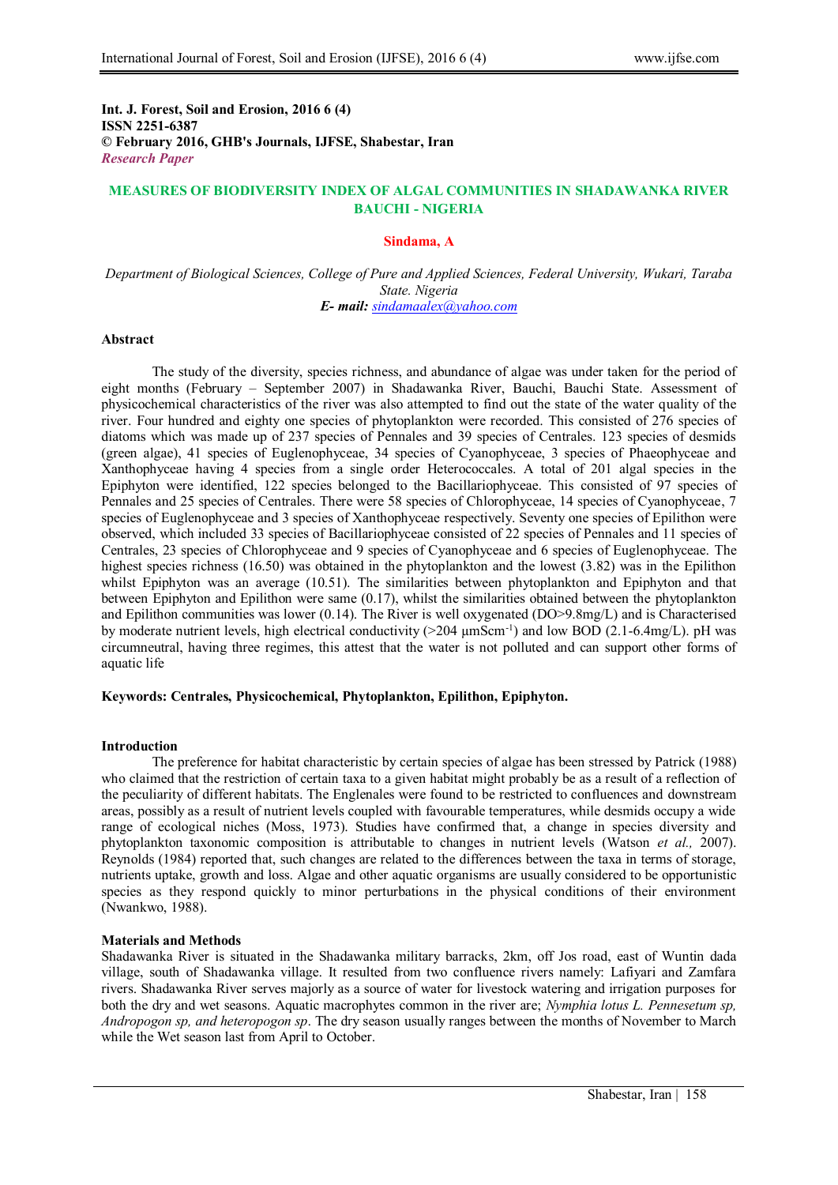**Int. J. Forest, Soil and Erosion, 2016 6 (4)**
**ISSN 2251-6387**
**© February 2016, GHB's Journals, IJFSE, Shabestar, Iran**
***Research Paper***

# MEASURES OF BIODIVERSITY INDEX OF ALGAL COMMUNITIES IN SHADAWANKA RIVER BAUCHI - NIGERIA

**Sindama, A**

*Department of Biological Sciences, College of Pure and Applied Sciences, Federal University, Wukari, Taraba State. Nigeria*
***E- mail:*** *sindamaalex@yahoo.com*

## Abstract

The study of the diversity, species richness, and abundance of algae was under taken for the period of eight months (February – September 2007) in Shadawanka River, Bauchi, Bauchi State. Assessment of physicochemical characteristics of the river was also attempted to find out the state of the water quality of the river. Four hundred and eighty one species of phytoplankton were recorded. This consisted of 276 species of diatoms which was made up of 237 species of Pennales and 39 species of Centrales. 123 species of desmids (green algae), 41 species of Euglenophyceae, 34 species of Cyanophyceae, 3 species of Phaeophyceae and Xanthophyceae having 4 species from a single order Heterococcales. A total of 201 algal species in the Epiphyton were identified, 122 species belonged to the Bacillariophyceae. This consisted of 97 species of Pennales and 25 species of Centrales. There were 58 species of Chlorophyceae, 14 species of Cyanophyceae, 7 species of Euglenophyceae and 3 species of Xanthophyceae respectively. Seventy one species of Epilithon were observed, which included 33 species of Bacillariophyceae consisted of 22 species of Pennales and 11 species of Centrales, 23 species of Chlorophyceae and 9 species of Cyanophyceae and 6 species of Euglenophyceae. The highest species richness (16.50) was obtained in the phytoplankton and the lowest (3.82) was in the Epilithon whilst Epiphyton was an average (10.51). The similarities between phytoplankton and Epiphyton and that between Epiphyton and Epilithon were same (0.17), whilst the similarities obtained between the phytoplankton and Epilithon communities was lower (0.14). The River is well oxygenated (DO>9.8mg/L) and is Characterised by moderate nutrient levels, high electrical conductivity (>204 µmScm$^{-1}$) and low BOD (2.1-6.4mg/L). pH was circumneutral, having three regimes, this attest that the water is not polluted and can support other forms of aquatic life

**Keywords: Centrales, Physicochemical, Phytoplankton, Epilithon, Epiphyton.**

## Introduction

The preference for habitat characteristic by certain species of algae has been stressed by Patrick (1988) who claimed that the restriction of certain taxa to a given habitat might probably be as a result of a reflection of the peculiarity of different habitats. The Englenales were found to be restricted to confluences and downstream areas, possibly as a result of nutrient levels coupled with favourable temperatures, while desmids occupy a wide range of ecological niches (Moss, 1973). Studies have confirmed that, a change in species diversity and phytoplankton taxonomic composition is attributable to changes in nutrient levels (Watson *et al.,* 2007). Reynolds (1984) reported that, such changes are related to the differences between the taxa in terms of storage, nutrients uptake, growth and loss. Algae and other aquatic organisms are usually considered to be opportunistic species as they respond quickly to minor perturbations in the physical conditions of their environment (Nwankwo, 1988).

## Materials and Methods

Shadawanka River is situated in the Shadawanka military barracks, 2km, off Jos road, east of Wuntin dada village, south of Shadawanka village. It resulted from two confluence rivers namely: Lafiyari and Zamfara rivers. Shadawanka River serves majorly as a source of water for livestock watering and irrigation purposes for both the dry and wet seasons. Aquatic macrophytes common in the river are; *Nymphia lotus L. Pennesetum sp, Andropogon sp, and heteropogon sp*. The dry season usually ranges between the months of November to March while the Wet season last from April to October.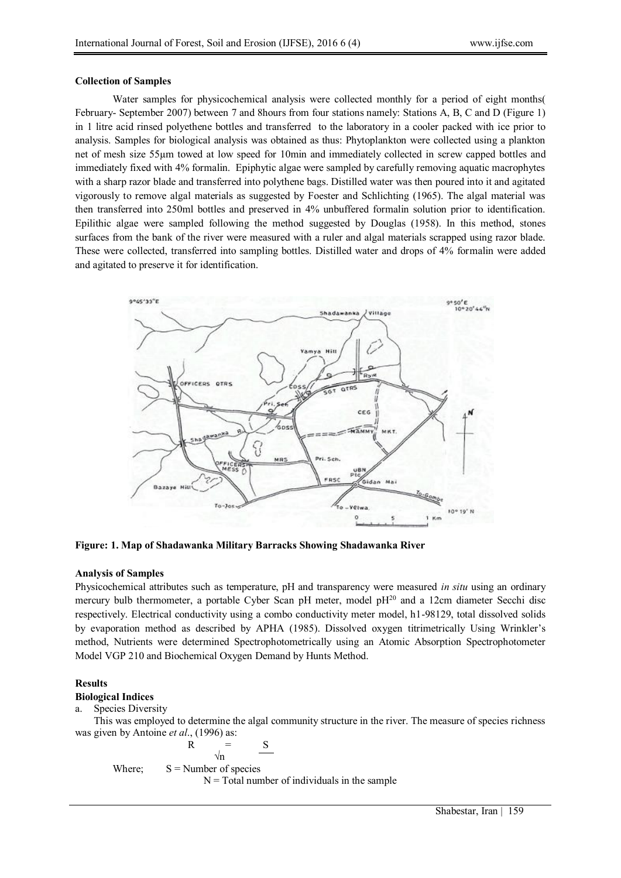**Collection of Samples**

Water samples for physicochemical analysis were collected monthly for a period of eight months( February- September 2007) between 7 and 8hours from four stations namely: Stations A, B, C and D (Figure 1) in 1 litre acid rinsed polyethene bottles and transferred to the laboratory in a cooler packed with ice prior to analysis. Samples for biological analysis was obtained as thus: Phytoplankton were collected using a plankton net of mesh size 55μm towed at low speed for 10min and immediately collected in screw capped bottles and immediately fixed with 4% formalin. Epiphytic algae were sampled by carefully removing aquatic macrophytes with a sharp razor blade and transferred into polythene bags. Distilled water was then poured into it and agitated vigorously to remove algal materials as suggested by Foester and Schlichting (1965). The algal material was then transferred into 250ml bottles and preserved in 4% unbuffered formalin solution prior to identification. Epilithic algae were sampled following the method suggested by Douglas (1958). In this method, stones surfaces from the bank of the river were measured with a ruler and algal materials scrapped using razor blade. These were collected, transferred into sampling bottles. Distilled water and drops of 4% formalin were added and agitated to preserve it for identification.

**Figure: 1. Map of Shadawanka Military Barracks Showing Shadawanka River**

**Analysis of Samples**

Physicochemical attributes such as temperature, pH and transparency were measured *in situ* using an ordinary mercury bulb thermometer, a portable Cyber Scan pH meter, model $pH^{20}$ and a 12cm diameter Secchi disc respectively. Electrical conductivity using a combo conductivity meter model, h1-98129, total dissolved solids by evaporation method as described by APHA (1985). Dissolved oxygen titrimetrically Using Wrinkler's method, Nutrients were determined Spectrophotometrically using an Atomic Absorption Spectrophotometer Model VGP 210 and Biochemical Oxygen Demand by Hunts Method.

**Results**

**Biological Indices**

a. Species Diversity

This was employed to determine the algal community structure in the river. The measure of species richness was given by Antoine *et al*., (1996) as:

$$R = \frac{S}{\sqrt{n}}$$

Where; S = Number of species

N = Total number of individuals in the sample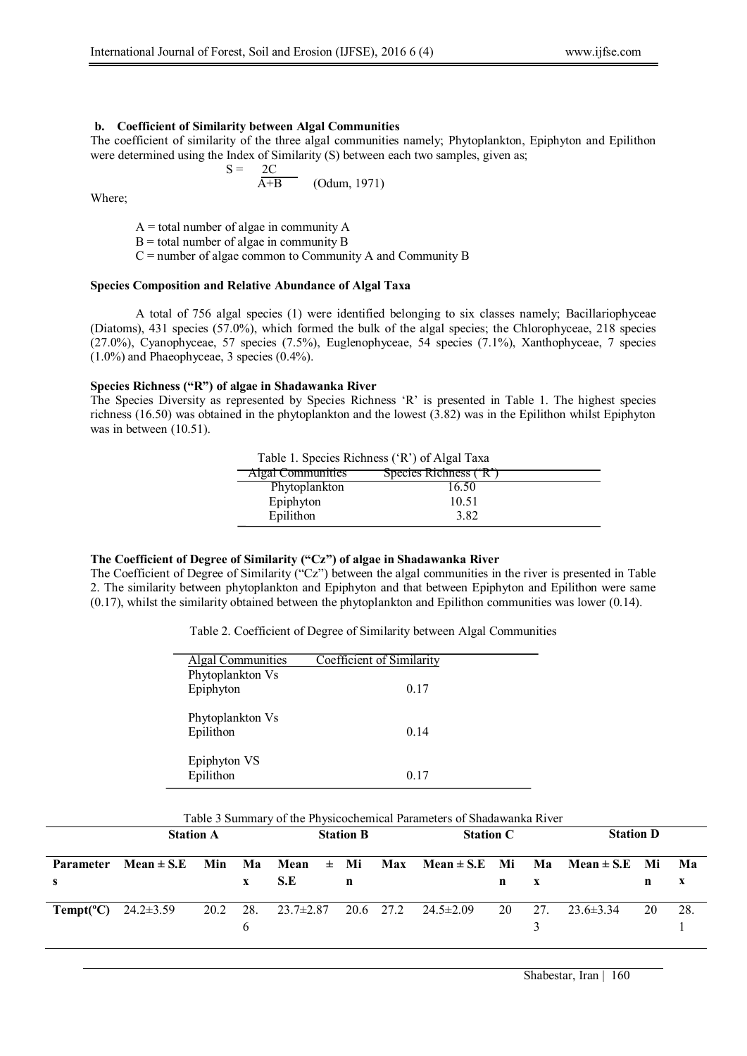**b. Coefficient of Similarity between Algal Communities**

The coefficient of similarity of the three algal communities namely; Phytoplankton, Epiphyton and Epilithon were determined using the Index of Similarity (S) between each two samples, given as;

$$S = \frac{2C}{A+B} \quad \text{(Odum, 1971)}$$

Where;

A = total number of algae in community A

B = total number of algae in community B

C = number of algae common to Community A and Community B

**Species Composition and Relative Abundance of Algal Taxa**

A total of 756 algal species (1) were identified belonging to six classes namely; Bacillariophyceae (Diatoms), 431 species (57.0%), which formed the bulk of the algal species; the Chlorophyceae, 218 species (27.0%), Cyanophyceae, 57 species (7.5%), Euglenophyceae, 54 species (7.1%), Xanthophyceae, 7 species (1.0%) and Phaeophyceae, 3 species (0.4%).

**Species Richness ("R") of algae in Shadawanka River**

The Species Diversity as represented by Species Richness 'R' is presented in Table 1. The highest species richness (16.50) was obtained in the phytoplankton and the lowest (3.82) was in the Epilithon whilst Epiphyton was in between (10.51).

Table 1. Species Richness ('R') of Algal Taxa

| Algal Communities | Species Richness ('R') |
| --- | --- |
| Phytoplankton | 16.50 |
| Epiphyton | 10.51 |
| Epilithon | 3.82 |

**The Coefficient of Degree of Similarity ("Cz") of algae in Shadawanka River**

The Coefficient of Degree of Similarity ("Cz") between the algal communities in the river is presented in Table 2. The similarity between phytoplankton and Epiphyton and that between Epiphyton and Epilithon were same (0.17), whilst the similarity obtained between the phytoplankton and Epilithon communities was lower (0.14).

Table 2. Coefficient of Degree of Similarity between Algal Communities

| Algal Communities | Coefficient of Similarity |
| --- | --- |
| Phytoplankton Vs Epiphyton | 0.17 |
| Phytoplankton Vs Epilithon | 0.14 |
| Epiphyton VS Epilithon | 0.17 |

Table 3 Summary of the Physicochemical Parameters of Shadawanka River

| | Station A | | | Station B | | | Station C | | | Station D | | |
| --- | --- | --- | --- | --- | --- | --- | --- | --- | --- | --- | --- | --- |
| **Parameters** | **Mean ± S.E** | **Min** | **Max** | **Mean ± S.E** | **Min** | **Max** | **Mean ± S.E** | **Min** | **Max** | **Mean ± S.E** | **Min** | **Max** |
| **Tempt(ºC)** | 24.2±3.59 | 20.2 | 28.6 | 23.7±2.87 | 20.6 | 27.2 | 24.5±2.09 | 20 | 27.3 | 23.6±3.34 | 20 | 28.1 |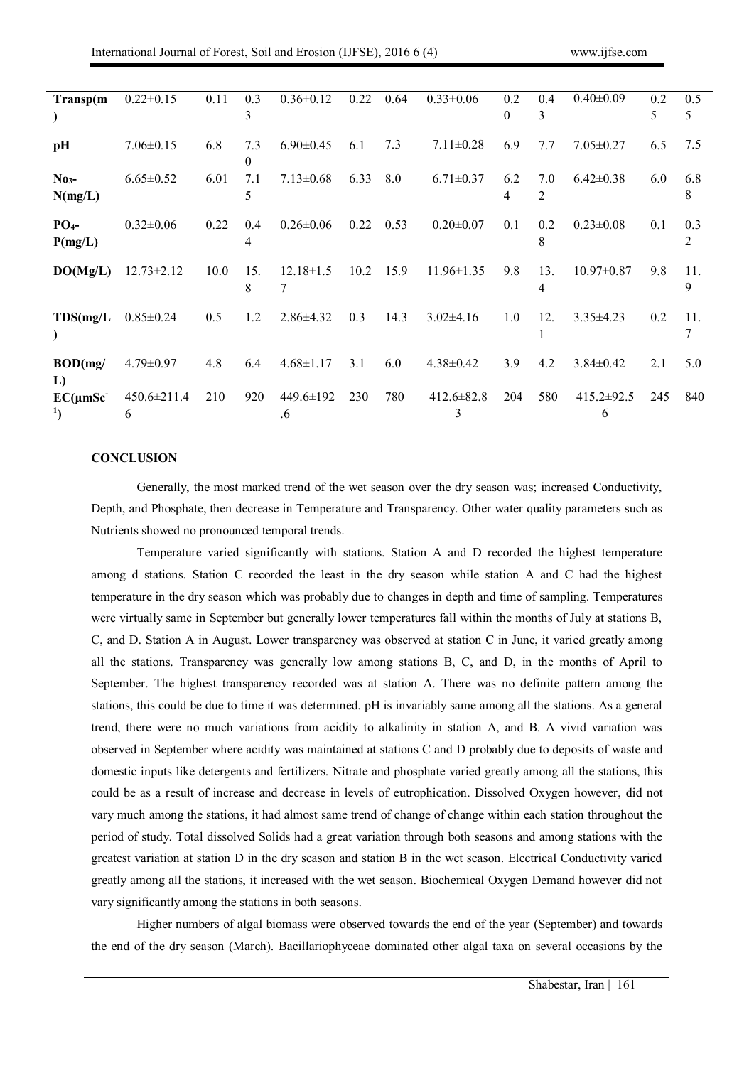| Transp(m) | 0.22±0.15 | 0.11 | 0.33 | 0.36±0.12 | 0.22 | 0.64 | 0.33±0.06 | 0.20 | 0.43 | 0.40±0.09 | 0.25 | 0.55 |
|---|---|---|---|---|---|---|---|---|---|---|---|---|
| pH | 7.06±0.15 | 6.8 | 7.30 | 6.90±0.45 | 6.1 | 7.3 | 7.11±0.28 | 6.9 | 7.7 | 7.05±0.27 | 6.5 | 7.5 |
| $NO_3$-N(mg/L) | 6.65±0.52 | 6.01 | 7.15 | 7.13±0.68 | 6.33 | 8.0 | 6.71±0.37 | 6.24 | 7.02 | 6.42±0.38 | 6.0 | 6.88 |
| $PO_4$-P(mg/L) | 0.32±0.06 | 0.22 | 0.44 | 0.26±0.06 | 0.22 | 0.53 | 0.20±0.07 | 0.1 | 0.28 | 0.23±0.08 | 0.1 | 0.32 |
| DO(Mg/L) | 12.73±2.12 | 10.0 | 15.8 | 12.18±1.57 | 10.2 | 15.9 | 11.96±1.35 | 9.8 | 13.4 | 10.97±0.87 | 9.8 | 11.9 |
| TDS(mg/L) | 0.85±0.24 | 0.5 | 1.2 | 2.86±4.32 | 0.3 | 14.3 | 3.02±4.16 | 1.0 | 12.1 | 3.35±4.23 | 0.2 | 11.7 |
| BOD(mg/L) | 4.79±0.97 | 4.8 | 6.4 | 4.68±1.17 | 3.1 | 6.0 | 4.38±0.42 | 3.9 | 4.2 | 3.84±0.42 | 2.1 | 5.0 |
| EC(μmSc$^{-1}$) | 450.6±211.46 | 210 | 920 | 449.6±192.6 | 230 | 780 | 412.6±82.83 | 204 | 580 | 415.2±92.56 | 245 | 840 |

**CONCLUSION**

Generally, the most marked trend of the wet season over the dry season was; increased Conductivity, Depth, and Phosphate, then decrease in Temperature and Transparency. Other water quality parameters such as Nutrients showed no pronounced temporal trends.

Temperature varied significantly with stations. Station A and D recorded the highest temperature among d stations. Station C recorded the least in the dry season while station A and C had the highest temperature in the dry season which was probably due to changes in depth and time of sampling. Temperatures were virtually same in September but generally lower temperatures fall within the months of July at stations B, C, and D. Station A in August. Lower transparency was observed at station C in June, it varied greatly among all the stations. Transparency was generally low among stations B, C, and D, in the months of April to September. The highest transparency recorded was at station A. There was no definite pattern among the stations, this could be due to time it was determined. pH is invariably same among all the stations. As a general trend, there were no much variations from acidity to alkalinity in station A, and B. A vivid variation was observed in September where acidity was maintained at stations C and D probably due to deposits of waste and domestic inputs like detergents and fertilizers. Nitrate and phosphate varied greatly among all the stations, this could be as a result of increase and decrease in levels of eutrophication. Dissolved Oxygen however, did not vary much among the stations, it had almost same trend of change of change within each station throughout the period of study. Total dissolved Solids had a great variation through both seasons and among stations with the greatest variation at station D in the dry season and station B in the wet season. Electrical Conductivity varied greatly among all the stations, it increased with the wet season. Biochemical Oxygen Demand however did not vary significantly among the stations in both seasons.

Higher numbers of algal biomass were observed towards the end of the year (September) and towards the end of the dry season (March). Bacillariophyceae dominated other algal taxa on several occasions by the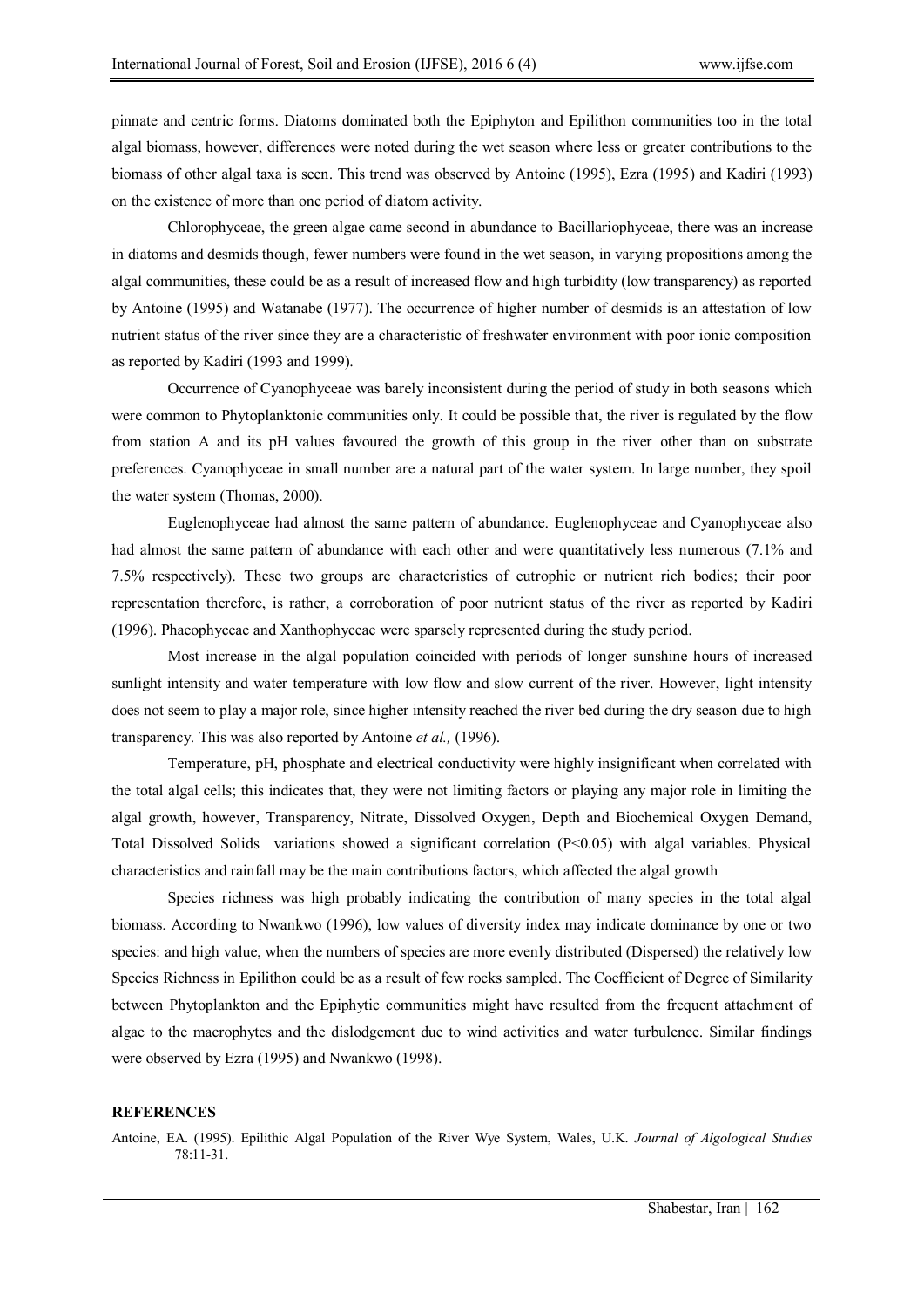pinnate and centric forms. Diatoms dominated both the Epiphyton and Epilithon communities too in the total algal biomass, however, differences were noted during the wet season where less or greater contributions to the biomass of other algal taxa is seen. This trend was observed by Antoine (1995), Ezra (1995) and Kadiri (1993) on the existence of more than one period of diatom activity.

Chlorophyceae, the green algae came second in abundance to Bacillariophyceae, there was an increase in diatoms and desmids though, fewer numbers were found in the wet season, in varying propositions among the algal communities, these could be as a result of increased flow and high turbidity (low transparency) as reported by Antoine (1995) and Watanabe (1977). The occurrence of higher number of desmids is an attestation of low nutrient status of the river since they are a characteristic of freshwater environment with poor ionic composition as reported by Kadiri (1993 and 1999).

Occurrence of Cyanophyceae was barely inconsistent during the period of study in both seasons which were common to Phytoplanktonic communities only. It could be possible that, the river is regulated by the flow from station A and its pH values favoured the growth of this group in the river other than on substrate preferences. Cyanophyceae in small number are a natural part of the water system. In large number, they spoil the water system (Thomas, 2000).

Euglenophyceae had almost the same pattern of abundance. Euglenophyceae and Cyanophyceae also had almost the same pattern of abundance with each other and were quantitatively less numerous (7.1% and 7.5% respectively). These two groups are characteristics of eutrophic or nutrient rich bodies; their poor representation therefore, is rather, a corroboration of poor nutrient status of the river as reported by Kadiri (1996). Phaeophyceae and Xanthophyceae were sparsely represented during the study period.

Most increase in the algal population coincided with periods of longer sunshine hours of increased sunlight intensity and water temperature with low flow and slow current of the river. However, light intensity does not seem to play a major role, since higher intensity reached the river bed during the dry season due to high transparency. This was also reported by Antoine *et al.,* (1996).

Temperature, pH, phosphate and electrical conductivity were highly insignificant when correlated with the total algal cells; this indicates that, they were not limiting factors or playing any major role in limiting the algal growth, however, Transparency, Nitrate, Dissolved Oxygen, Depth and Biochemical Oxygen Demand, Total Dissolved Solids variations showed a significant correlation ($P<0.05$) with algal variables. Physical characteristics and rainfall may be the main contributions factors, which affected the algal growth

Species richness was high probably indicating the contribution of many species in the total algal biomass. According to Nwankwo (1996), low values of diversity index may indicate dominance by one or two species: and high value, when the numbers of species are more evenly distributed (Dispersed) the relatively low Species Richness in Epilithon could be as a result of few rocks sampled. The Coefficient of Degree of Similarity between Phytoplankton and the Epiphytic communities might have resulted from the frequent attachment of algae to the macrophytes and the dislodgement due to wind activities and water turbulence. Similar findings were observed by Ezra (1995) and Nwankwo (1998).

## REFERENCES

Antoine, EA. (1995). Epilithic Algal Population of the River Wye System, Wales, U.K. *Journal of Algological Studies* 78:11-31.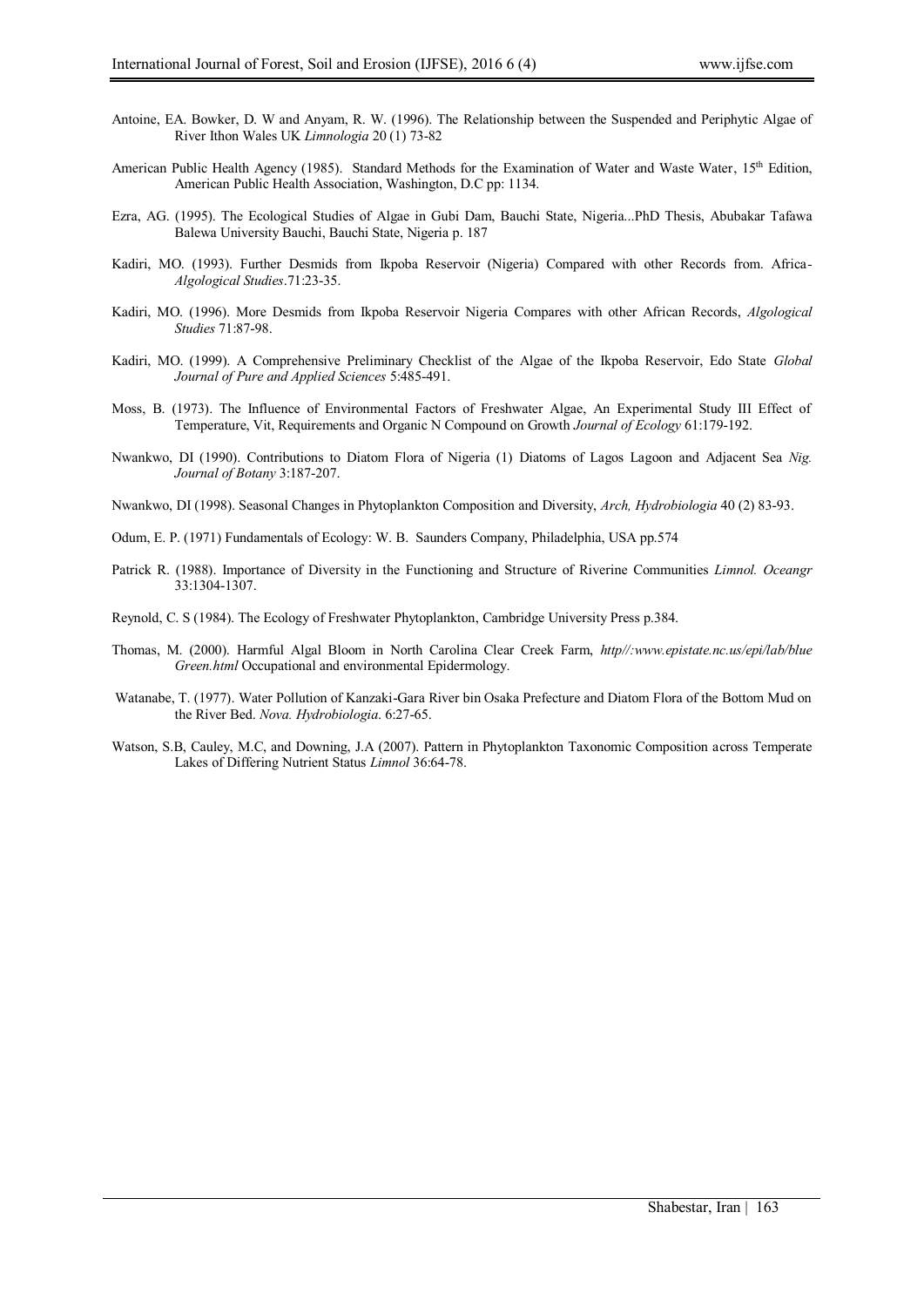Antoine, EA. Bowker, D. W and Anyam, R. W. (1996). The Relationship between the Suspended and Periphytic Algae of River Ithon Wales UK *Limnologia* 20 (1) 73-82

American Public Health Agency (1985). Standard Methods for the Examination of Water and Waste Water, 15th Edition, American Public Health Association, Washington, D.C pp: 1134.

Ezra, AG. (1995). The Ecological Studies of Algae in Gubi Dam, Bauchi State, Nigeria...PhD Thesis, Abubakar Tafawa Balewa University Bauchi, Bauchi State, Nigeria p. 187

Kadiri, MO. (1993). Further Desmids from Ikpoba Reservoir (Nigeria) Compared with other Records from. Africa- *Algological Studies*.71:23-35.

Kadiri, MO. (1996). More Desmids from Ikpoba Reservoir Nigeria Compares with other African Records, *Algological Studies* 71:87-98.

Kadiri, MO. (1999). A Comprehensive Preliminary Checklist of the Algae of the Ikpoba Reservoir, Edo State *Global Journal of Pure and Applied Sciences* 5:485-491.

Moss, B. (1973). The Influence of Environmental Factors of Freshwater Algae, An Experimental Study III Effect of Temperature, Vit, Requirements and Organic N Compound on Growth *Journal of Ecology* 61:179-192.

Nwankwo, DI (1990). Contributions to Diatom Flora of Nigeria (1) Diatoms of Lagos Lagoon and Adjacent Sea *Nig. Journal of Botany* 3:187-207.

Nwankwo, DI (1998). Seasonal Changes in Phytoplankton Composition and Diversity, *Arch, Hydrobiologia* 40 (2) 83-93.

Odum, E. P. (1971) Fundamentals of Ecology: W. B. Saunders Company, Philadelphia, USA pp.574

Patrick R. (1988). Importance of Diversity in the Functioning and Structure of Riverine Communities *Limnol. Oceangr* 33:1304-1307.

Reynold, C. S (1984). The Ecology of Freshwater Phytoplankton, Cambridge University Press p.384.

Thomas, M. (2000). Harmful Algal Bloom in North Carolina Clear Creek Farm, *http//:www.epistate.nc.us/epi/lab/blue Green.html* Occupational and environmental Epidermology.

Watanabe, T. (1977). Water Pollution of Kanzaki-Gara River bin Osaka Prefecture and Diatom Flora of the Bottom Mud on the River Bed. *Nova. Hydrobiologia*. 6:27-65.

Watson, S.B, Cauley, M.C, and Downing, J.A (2007). Pattern in Phytoplankton Taxonomic Composition across Temperate Lakes of Differing Nutrient Status *Limnol* 36:64-78.